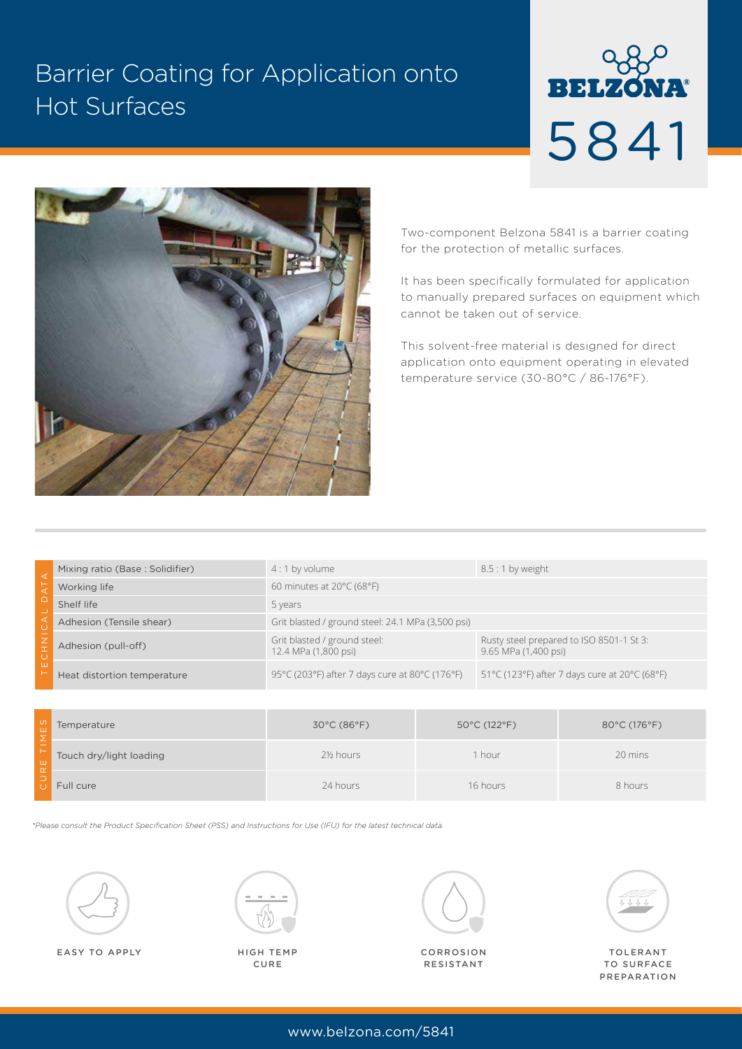# Barrier Coating for Application onto Hot Surfaces

BELZONA®

# 5841

Two-component Belzona 5841 is a barrier coating for the protection of metallic surfaces.

It has been specifically formulated for application to manually prepared surfaces on equipment which cannot be taken out of service.

This solvent-free material is designed for direct application onto equipment operating in elevated temperature service (30-80°C / 86-176°F).

## TECHNICAL DATA

| Property | | |
|---|---|---|
| Mixing ratio (Base : Solidifier) | 4 : 1 by volume | 8.5 : 1 by weight |
| Working life | 60 minutes at 20°C (68°F) | |
| Shelf life | 5 years | |
| Adhesion (Tensile shear) | Grit blasted / ground steel: 24.1 MPa (3,500 psi) | |
| Adhesion (pull-off) | Grit blasted / ground steel: 12.4 MPa (1,800 psi) | Rusty steel prepared to ISO 8501-1 St 3: 9.65 MPa (1,400 psi) |
| Heat distortion temperature | 95°C (203°F) after 7 days cure at 80°C (176°F) | 51°C (123°F) after 7 days cure at 20°C (68°F) |

## CURE TIMES

| Temperature | 30°C (86°F) | 50°C (122°F) | 80°C (176°F) |
|---|---|---|---|
| Touch dry/light loading | 2½ hours | 1 hour | 20 mins |
| Full cure | 24 hours | 16 hours | 8 hours |

*\*Please consult the Product Specification Sheet (PSS) and Instructions for Use (IFU) for the latest technical data.*

EASY TO APPLY

HIGH TEMP CURE

CORROSION RESISTANT

TOLERANT TO SURFACE PREPARATION

www.belzona.com/5841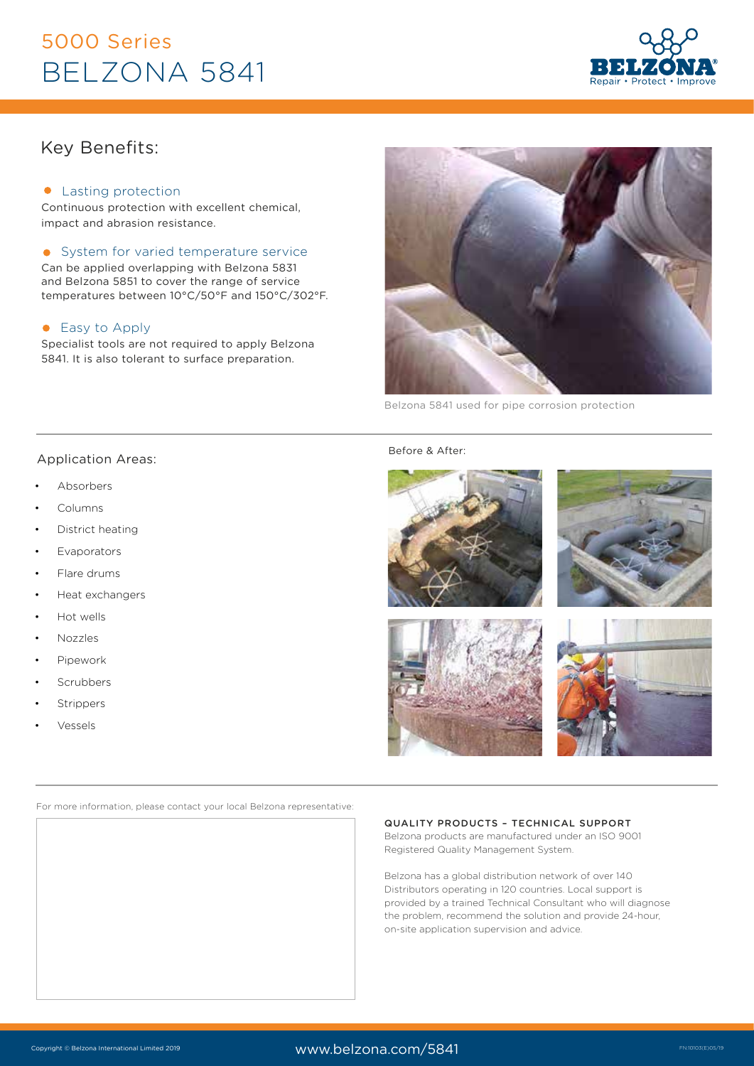# 5000 Series
# BELZONA 5841

## Key Benefits:

- **Lasting protection**
  Continuous protection with excellent chemical, impact and abrasion resistance.

- **System for varied temperature service**
  Can be applied overlapping with Belzona 5831 and Belzona 5851 to cover the range of service temperatures between 10°C/50°F and 150°C/302°F.

- **Easy to Apply**
  Specialist tools are not required to apply Belzona 5841. It is also tolerant to surface preparation.

Belzona 5841 used for pipe corrosion protection

## Application Areas:

- Absorbers
- Columns
- District heating
- Evaporators
- Flare drums
- Heat exchangers
- Hot wells
- Nozzles
- Pipework
- Scrubbers
- Strippers
- Vessels

Before & After:

For more information, please contact your local Belzona representative:

**QUALITY PRODUCTS – TECHNICAL SUPPORT**
Belzona products are manufactured under an ISO 9001 Registered Quality Management System.

Belzona has a global distribution network of over 140 Distributors operating in 120 countries. Local support is provided by a trained Technical Consultant who will diagnose the problem, recommend the solution and provide 24-hour, on-site application supervision and advice.

Copyright © Belzona International Limited 2019

www.belzona.com/5841

FN:10103(E)05/19